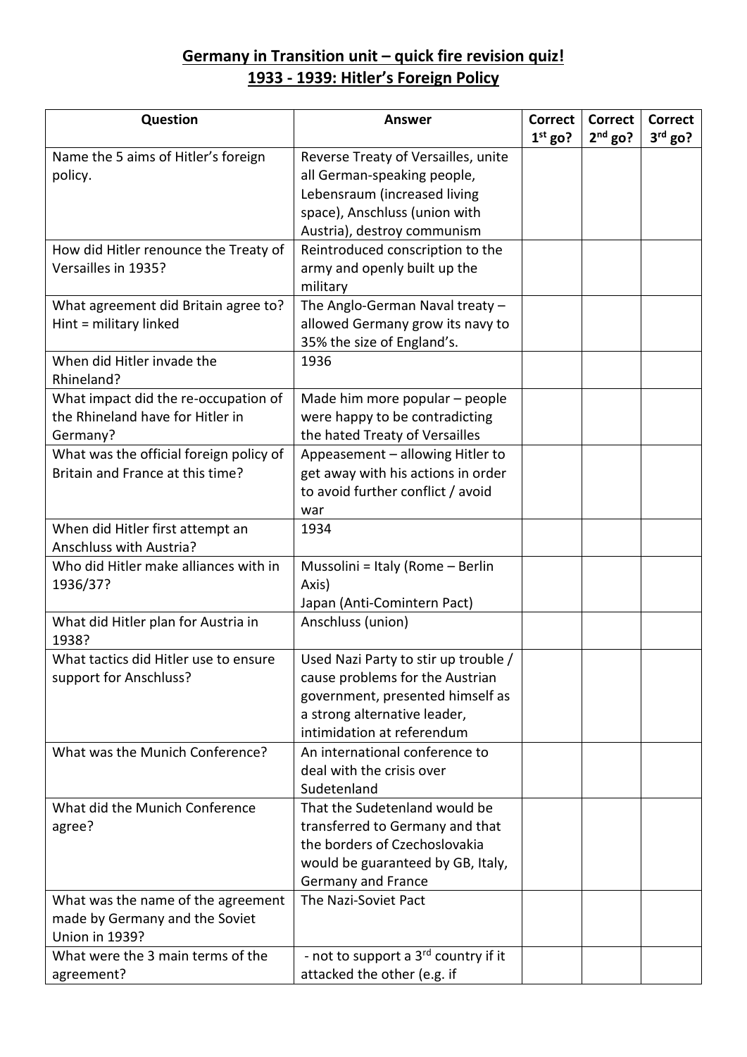# Germany in Transition unit – quick fire revision quiz!
## 1933 - 1939: Hitler's Foreign Policy

| Question | Answer | Correct 1st go? | Correct 2nd go? | Correct 3rd go? |
|---|---|---|---|---|
| Name the 5 aims of Hitler's foreign policy. | Reverse Treaty of Versailles, unite all German-speaking people, Lebensraum (increased living space), Anschluss (union with Austria), destroy communism | | | |
| How did Hitler renounce the Treaty of Versailles in 1935? | Reintroduced conscription to the army and openly built up the military | | | |
| What agreement did Britain agree to? Hint = military linked | The Anglo-German Naval treaty – allowed Germany grow its navy to 35% the size of England's. | | | |
| When did Hitler invade the Rhineland? | 1936 | | | |
| What impact did the re-occupation of the Rhineland have for Hitler in Germany? | Made him more popular – people were happy to be contradicting the hated Treaty of Versailles | | | |
| What was the official foreign policy of Britain and France at this time? | Appeasement – allowing Hitler to get away with his actions in order to avoid further conflict / avoid war | | | |
| When did Hitler first attempt an Anschluss with Austria? | 1934 | | | |
| Who did Hitler make alliances with in 1936/37? | Mussolini = Italy (Rome – Berlin Axis)<br>Japan (Anti-Comintern Pact) | | | |
| What did Hitler plan for Austria in 1938? | Anschluss (union) | | | |
| What tactics did Hitler use to ensure support for Anschluss? | Used Nazi Party to stir up trouble / cause problems for the Austrian government, presented himself as a strong alternative leader, intimidation at referendum | | | |
| What was the Munich Conference? | An international conference to deal with the crisis over Sudetenland | | | |
| What did the Munich Conference agree? | That the Sudetenland would be transferred to Germany and that the borders of Czechoslovakia would be guaranteed by GB, Italy, Germany and France | | | |
| What was the name of the agreement made by Germany and the Soviet Union in 1939? | The Nazi-Soviet Pact | | | |
| What were the 3 main terms of the agreement? | - not to support a 3rd country if it attacked the other (e.g. if | | | |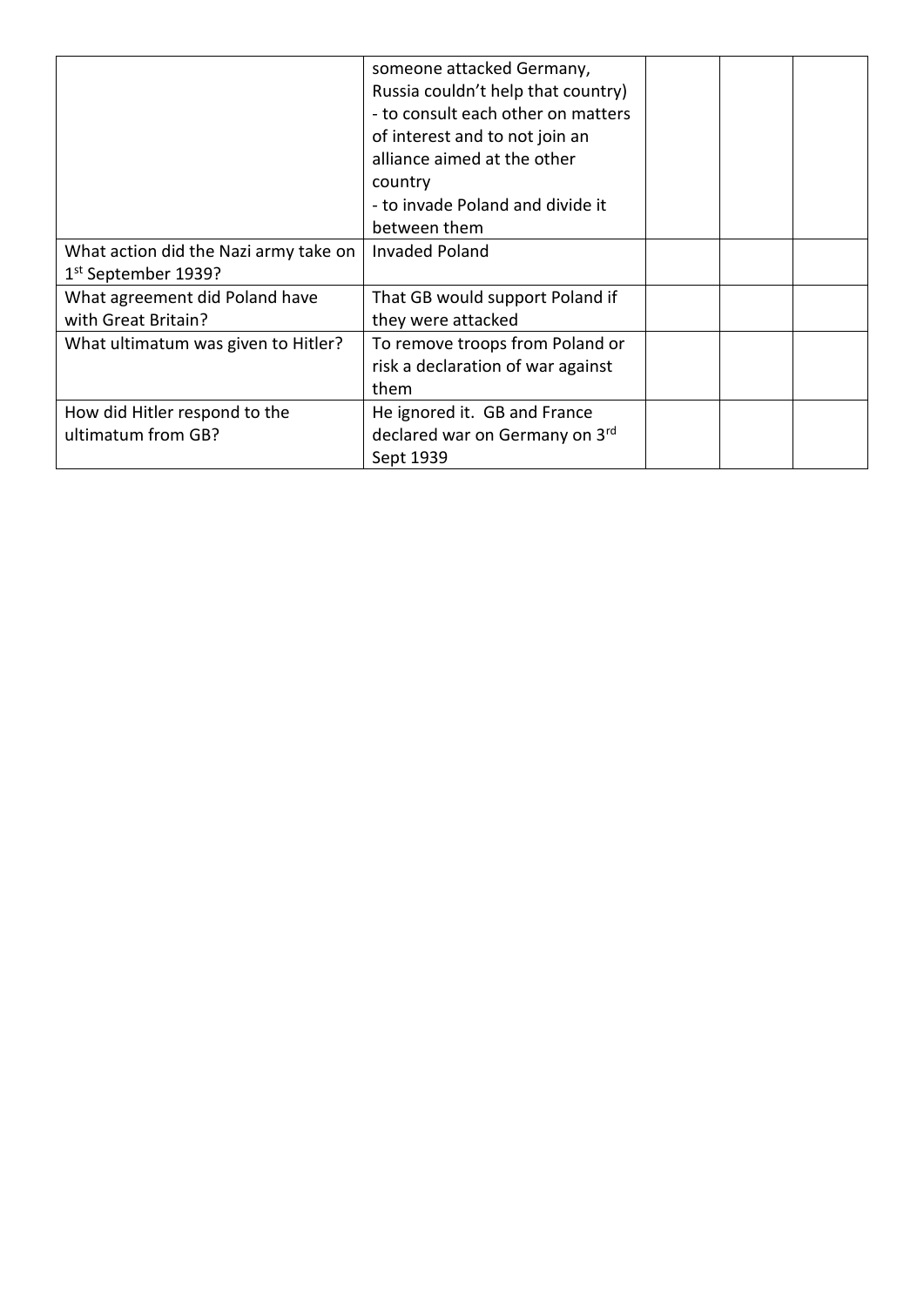| | | | | |
|---|---|---|---|---|
| | someone attacked Germany, Russia couldn't help that country)<br>- to consult each other on matters of interest and to not join an alliance aimed at the other country<br>- to invade Poland and divide it between them | | | |
| What action did the Nazi army take on 1st September 1939? | Invaded Poland | | | |
| What agreement did Poland have with Great Britain? | That GB would support Poland if they were attacked | | | |
| What ultimatum was given to Hitler? | To remove troops from Poland or risk a declaration of war against them | | | |
| How did Hitler respond to the ultimatum from GB? | He ignored it. GB and France declared war on Germany on 3rd Sept 1939 | | | |